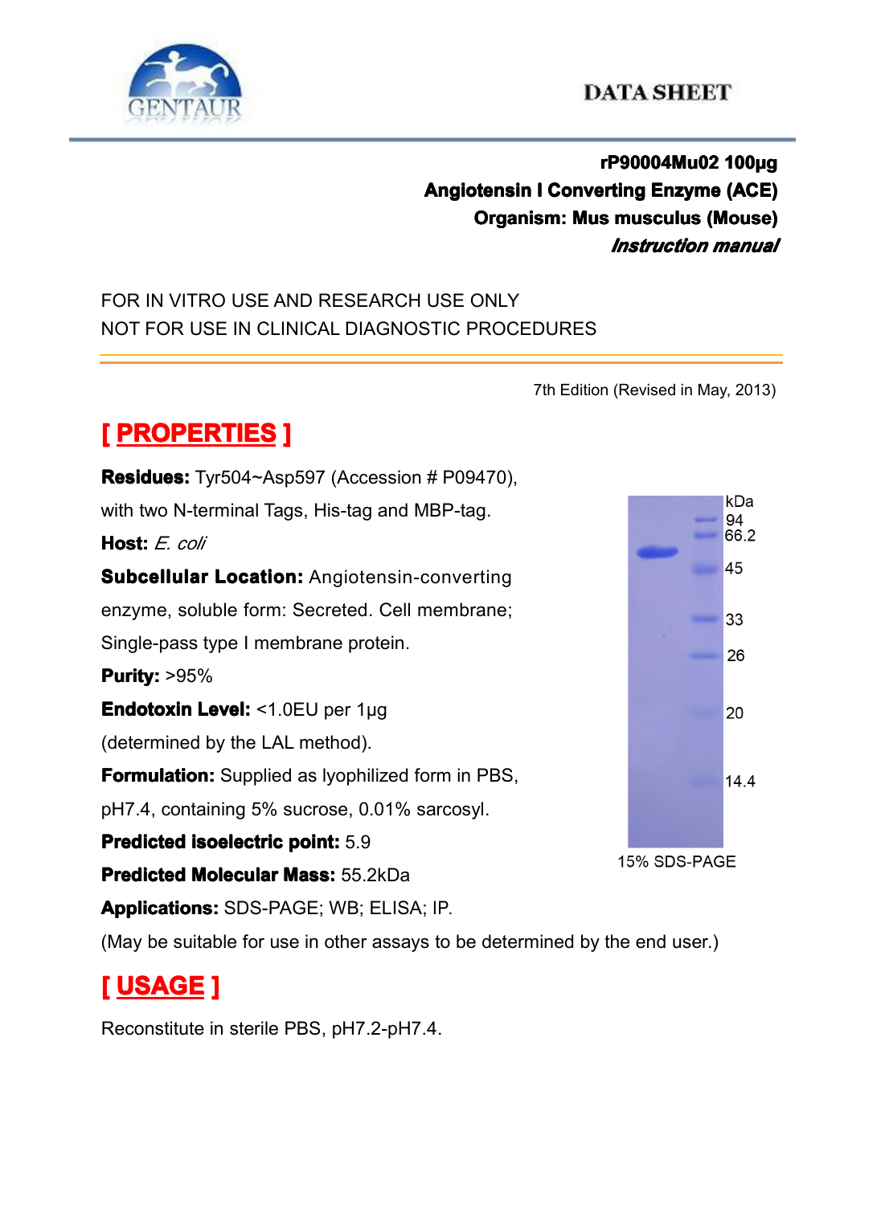DATA SHEET

**rP90004Mu02 100µg**
**Angiotensin I Converting Enzyme (ACE)**
**Organism: Mus musculus (Mouse)**
***Instruction manual***

FOR IN VITRO USE AND RESEARCH USE ONLY
NOT FOR USE IN CLINICAL DIAGNOSTIC PROCEDURES

7th Edition (Revised in May, 2013)

## [ PROPERTIES ]

**Residues:** Tyr504~Asp597 (Accession # P09470), with two N-terminal Tags, His-tag and MBP-tag.

**Host:** *E. coli*

**Subcellular Location:** Angiotensin-converting enzyme, soluble form: Secreted. Cell membrane; Single-pass type I membrane protein.

**Purity:** >95%

**Endotoxin Level:** <1.0EU per 1µg (determined by the LAL method).

**Formulation:** Supplied as lyophilized form in PBS, pH7.4, containing 5% sucrose, 0.01% sarcosyl.

**Predicted isoelectric point:** 5.9

**Predicted Molecular Mass:** 55.2kDa

**Applications:** SDS-PAGE; WB; ELISA; IP.

(May be suitable for use in other assays to be determined by the end user.)

kDa 94 66.2 45 33 26 20 14.4

15% SDS-PAGE

## [ USAGE ]

Reconstitute in sterile PBS, pH7.2-pH7.4.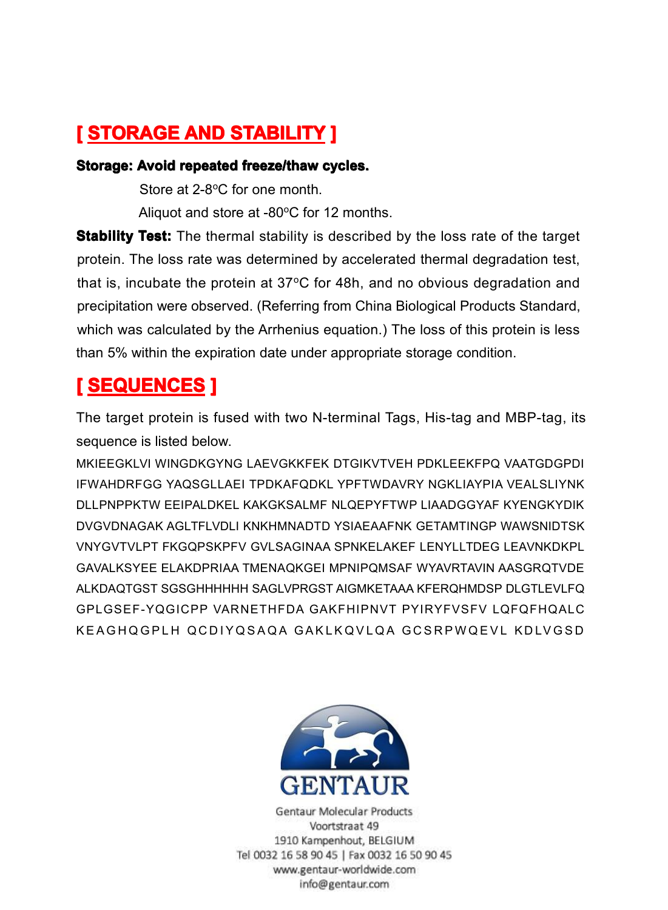## [ STORAGE AND STABILITY ]

**Storage: Avoid repeated freeze/thaw cycles.**

Store at 2-8°C for one month.

Aliquot and store at -80°C for 12 months.

**Stability Test:** The thermal stability is described by the loss rate of the target protein. The loss rate was determined by accelerated thermal degradation test, that is, incubate the protein at 37°C for 48h, and no obvious degradation and precipitation were observed. (Referring from China Biological Products Standard, which was calculated by the Arrhenius equation.) The loss of this protein is less than 5% within the expiration date under appropriate storage condition.

## [ SEQUENCES ]

The target protein is fused with two N-terminal Tags, His-tag and MBP-tag, its sequence is listed below.

MKIEEGKLVI WINGDKGYNG LAEVGKKFEK DTGIKVTVEH PDKLEEKFPQ VAATGDGPDI IFWAHDRFGG YAQSGLLAEI TPDKAFQDKL YPFTWDAVRY NGKLIAYPIA VEALSLIYNK DLLPNPPKTW EEIPALDKEL KAKGKSALMF NLQEPYFTWP LIAADGGYAF KYENGKYDIK DVGVDNAGAK AGLTFLVDLI KNKHMNADTD YSIAEAAFNK GETAMTINGP WAWSNIDTSK VNYGVTVLPT FKGQPSKPFV GVLSAGINAA SPNKELAKEF LENYLLTDEG LEAVNKDKPL GAVALKSYEE ELAKDPRIAA TMENAQKGEI MPNIPQMSAF WYAVRTAVIN AASGRQTVDE ALKDAQTGST SGSGHHHHHH SAGLVPRGST AIGMKETAAA KFERQHMDSP DLGTLEVLFQ GPLGSEF-YQGICPP VARNETHFDA GAKFHIPNVT PYIRYFVSFV LQFQFHQALC KEAGHQGPLH QCDIYQSAQA GAKLKQVLQA GCSRPWQEVL KDLVGSD

GENTAUR

Gentaur Molecular Products
Voortstraat 49
1910 Kampenhout, BELGIUM
Tel 0032 16 58 90 45 | Fax 0032 16 50 90 45
www.gentaur-worldwide.com
info@gentaur.com